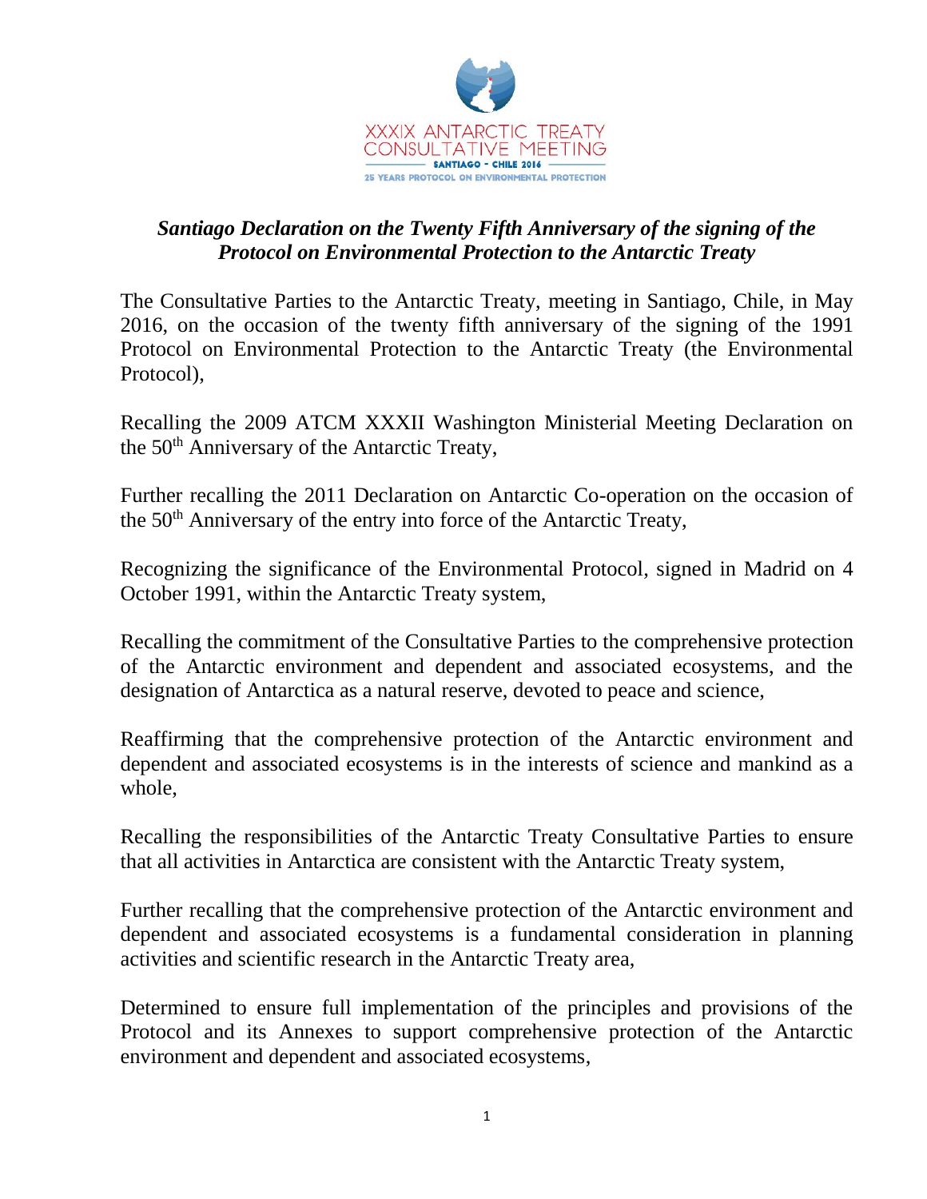XXXIX ANTARCTIC TREATY CONSULTATIVE MEETING

SANTIAGO - CHILE 2016

25 YEARS PROTOCOL ON ENVIRONMENTAL PROTECTION

# *Santiago Declaration on the Twenty Fifth Anniversary of the signing of the Protocol on Environmental Protection to the Antarctic Treaty*

The Consultative Parties to the Antarctic Treaty, meeting in Santiago, Chile, in May 2016, on the occasion of the twenty fifth anniversary of the signing of the 1991 Protocol on Environmental Protection to the Antarctic Treaty (the Environmental Protocol),

Recalling the 2009 ATCM XXXII Washington Ministerial Meeting Declaration on the 50th Anniversary of the Antarctic Treaty,

Further recalling the 2011 Declaration on Antarctic Co-operation on the occasion of the 50th Anniversary of the entry into force of the Antarctic Treaty,

Recognizing the significance of the Environmental Protocol, signed in Madrid on 4 October 1991, within the Antarctic Treaty system,

Recalling the commitment of the Consultative Parties to the comprehensive protection of the Antarctic environment and dependent and associated ecosystems, and the designation of Antarctica as a natural reserve, devoted to peace and science,

Reaffirming that the comprehensive protection of the Antarctic environment and dependent and associated ecosystems is in the interests of science and mankind as a whole,

Recalling the responsibilities of the Antarctic Treaty Consultative Parties to ensure that all activities in Antarctica are consistent with the Antarctic Treaty system,

Further recalling that the comprehensive protection of the Antarctic environment and dependent and associated ecosystems is a fundamental consideration in planning activities and scientific research in the Antarctic Treaty area,

Determined to ensure full implementation of the principles and provisions of the Protocol and its Annexes to support comprehensive protection of the Antarctic environment and dependent and associated ecosystems,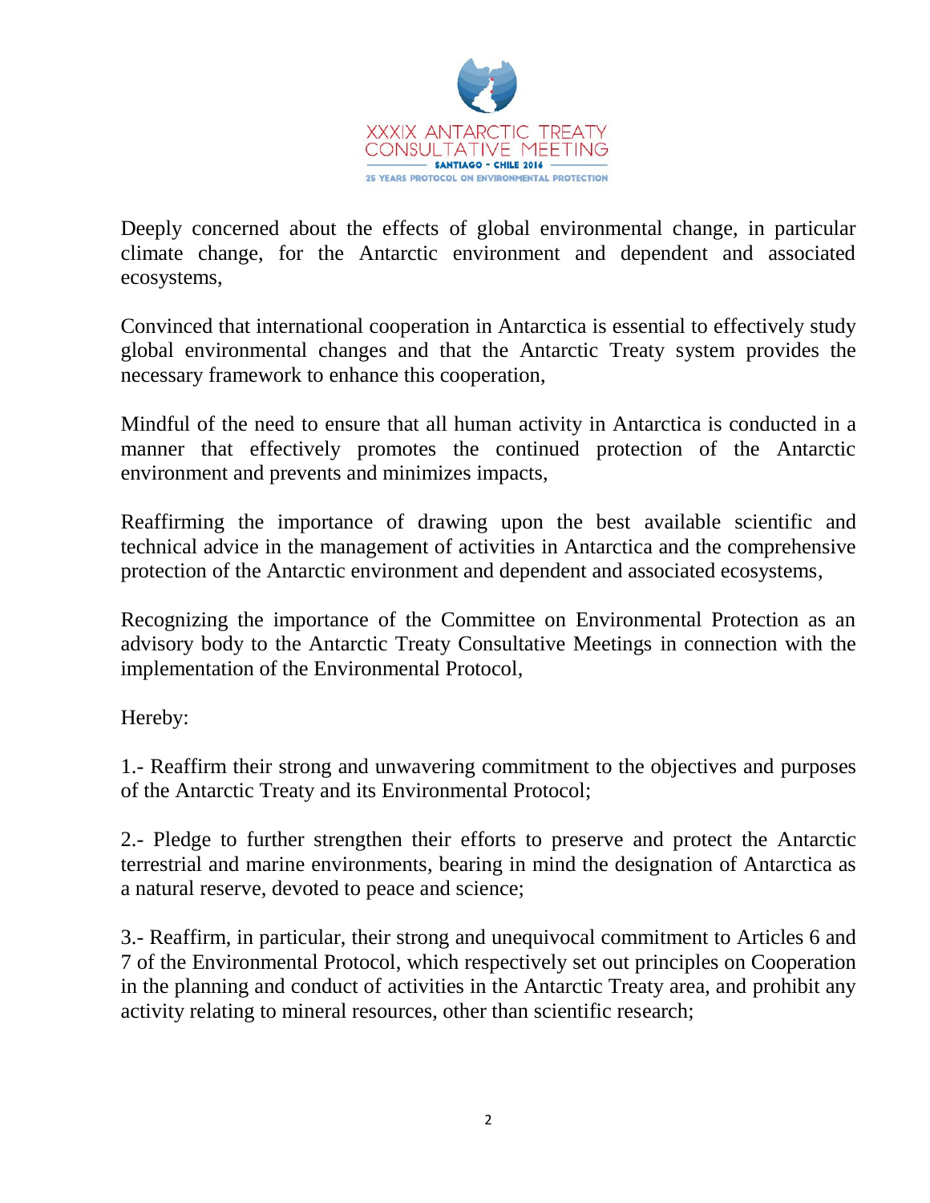Deeply concerned about the effects of global environmental change, in particular climate change, for the Antarctic environment and dependent and associated ecosystems,

Convinced that international cooperation in Antarctica is essential to effectively study global environmental changes and that the Antarctic Treaty system provides the necessary framework to enhance this cooperation,

Mindful of the need to ensure that all human activity in Antarctica is conducted in a manner that effectively promotes the continued protection of the Antarctic environment and prevents and minimizes impacts,

Reaffirming the importance of drawing upon the best available scientific and technical advice in the management of activities in Antarctica and the comprehensive protection of the Antarctic environment and dependent and associated ecosystems,

Recognizing the importance of the Committee on Environmental Protection as an advisory body to the Antarctic Treaty Consultative Meetings in connection with the implementation of the Environmental Protocol,

Hereby:

1.- Reaffirm their strong and unwavering commitment to the objectives and purposes of the Antarctic Treaty and its Environmental Protocol;

2.- Pledge to further strengthen their efforts to preserve and protect the Antarctic terrestrial and marine environments, bearing in mind the designation of Antarctica as a natural reserve, devoted to peace and science;

3.- Reaffirm, in particular, their strong and unequivocal commitment to Articles 6 and 7 of the Environmental Protocol, which respectively set out principles on Cooperation in the planning and conduct of activities in the Antarctic Treaty area, and prohibit any activity relating to mineral resources, other than scientific research;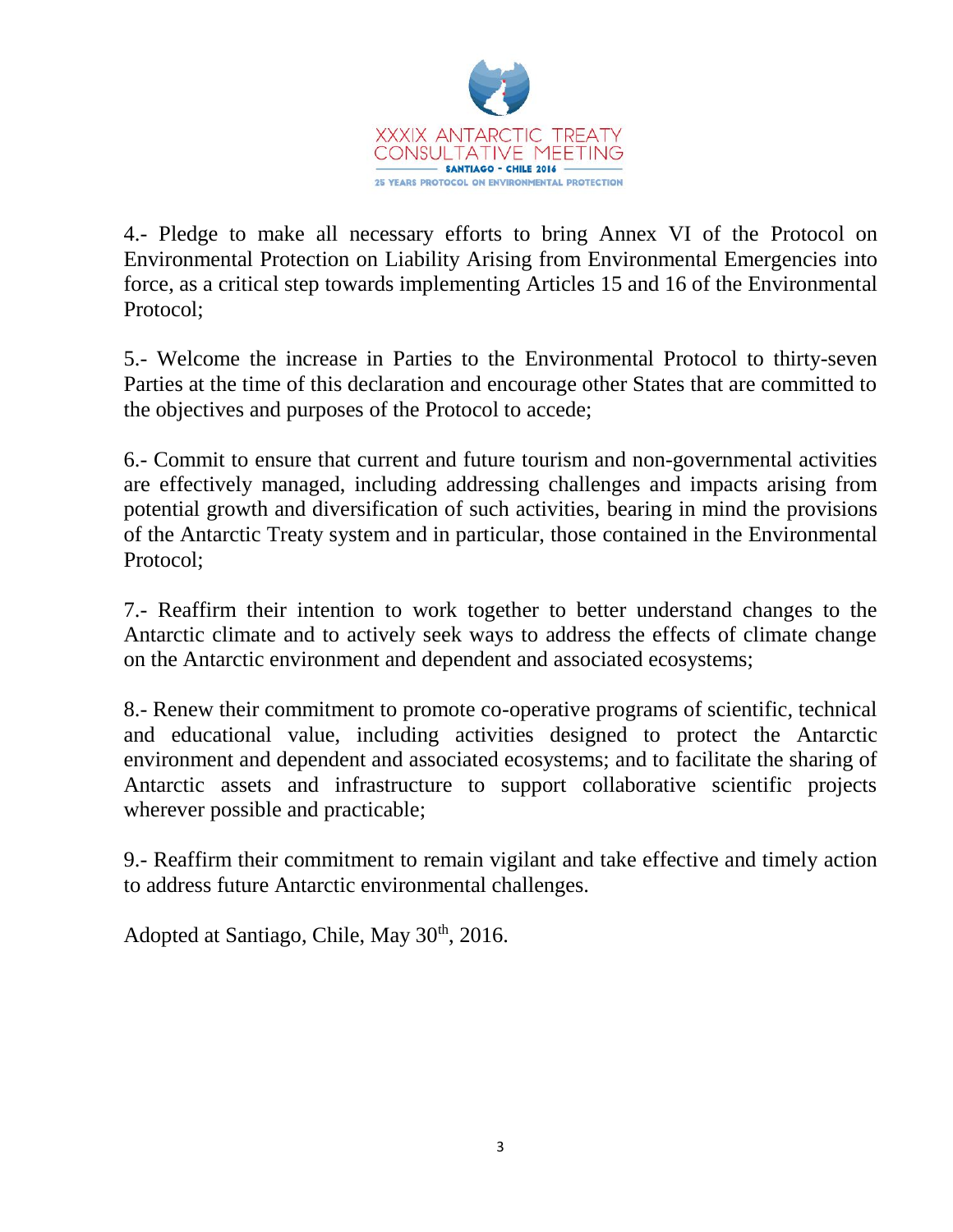4.- Pledge to make all necessary efforts to bring Annex VI of the Protocol on Environmental Protection on Liability Arising from Environmental Emergencies into force, as a critical step towards implementing Articles 15 and 16 of the Environmental Protocol;

5.- Welcome the increase in Parties to the Environmental Protocol to thirty-seven Parties at the time of this declaration and encourage other States that are committed to the objectives and purposes of the Protocol to accede;

6.- Commit to ensure that current and future tourism and non-governmental activities are effectively managed, including addressing challenges and impacts arising from potential growth and diversification of such activities, bearing in mind the provisions of the Antarctic Treaty system and in particular, those contained in the Environmental Protocol;

7.- Reaffirm their intention to work together to better understand changes to the Antarctic climate and to actively seek ways to address the effects of climate change on the Antarctic environment and dependent and associated ecosystems;

8.- Renew their commitment to promote co-operative programs of scientific, technical and educational value, including activities designed to protect the Antarctic environment and dependent and associated ecosystems; and to facilitate the sharing of Antarctic assets and infrastructure to support collaborative scientific projects wherever possible and practicable;

9.- Reaffirm their commitment to remain vigilant and take effective and timely action to address future Antarctic environmental challenges.

Adopted at Santiago, Chile, May 30th, 2016.